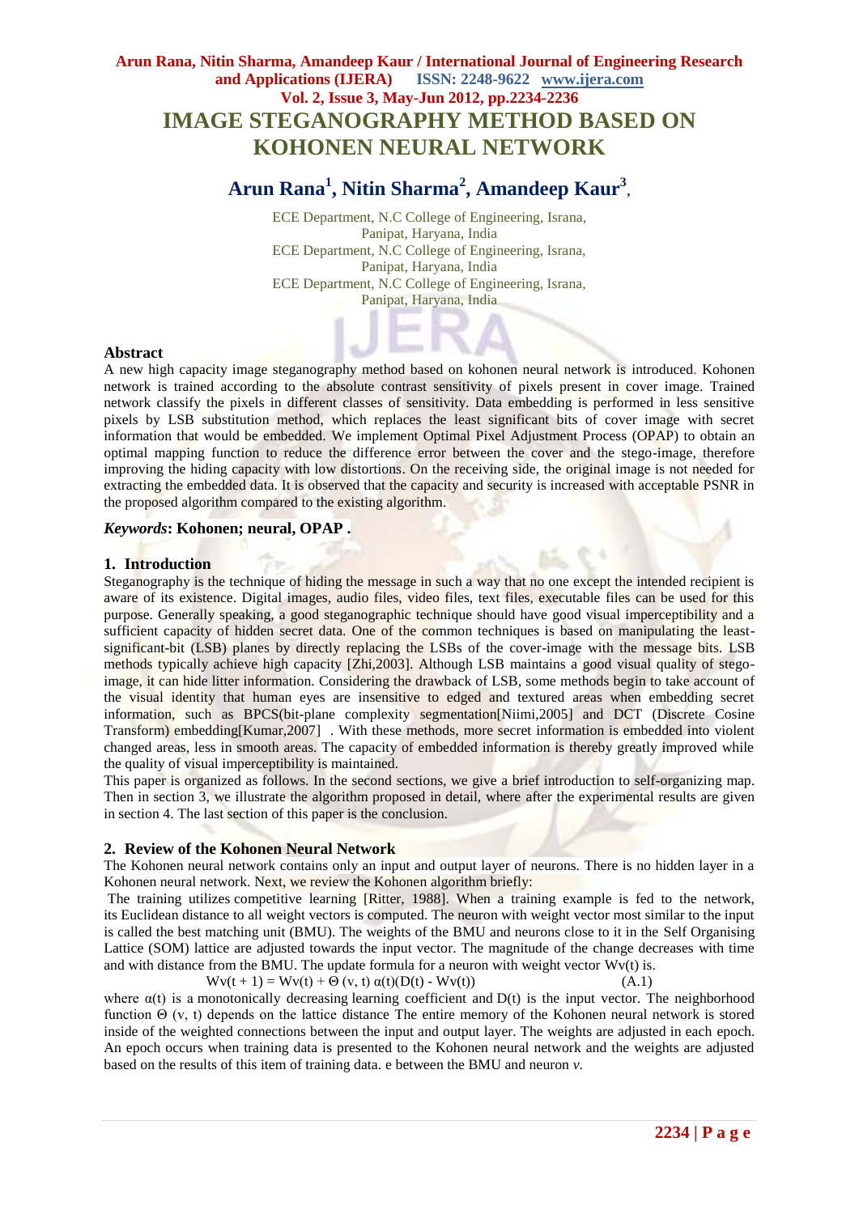# IMAGE STEGANOGRAPHY METHOD BASED ON KOHONEN NEURAL NETWORK

**Arun Rana[1], Nitin Sharma[2], Amandeep Kaur[3],**

ECE Department, N.C College of Engineering, Israna, Panipat, Haryana, India
ECE Department, N.C College of Engineering, Israna, Panipat, Haryana, India
ECE Department, N.C College of Engineering, Israna, Panipat, Haryana, India

## Abstract

A new high capacity image steganography method based on kohonen neural network is introduced. Kohonen network is trained according to the absolute contrast sensitivity of pixels present in cover image. Trained network classify the pixels in different classes of sensitivity. Data embedding is performed in less sensitive pixels by LSB substitution method, which replaces the least significant bits of cover image with secret information that would be embedded. We implement Optimal Pixel Adjustment Process (OPAP) to obtain an optimal mapping function to reduce the difference error between the cover and the stego-image, therefore improving the hiding capacity with low distortions. On the receiving side, the original image is not needed for extracting the embedded data. It is observed that the capacity and security is increased with acceptable PSNR in the proposed algorithm compared to the existing algorithm.

***Keywords*: Kohonen; neural, OPAP .**

## 1. Introduction

Steganography is the technique of hiding the message in such a way that no one except the intended recipient is aware of its existence. Digital images, audio files, video files, text files, executable files can be used for this purpose. Generally speaking, a good steganographic technique should have good visual imperceptibility and a sufficient capacity of hidden secret data. One of the common techniques is based on manipulating the least-significant-bit (LSB) planes by directly replacing the LSBs of the cover-image with the message bits. LSB methods typically achieve high capacity [Zhi,2003]. Although LSB maintains a good visual quality of stego-image, it can hide litter information. Considering the drawback of LSB, some methods begin to take account of the visual identity that human eyes are insensitive to edged and textured areas when embedding secret information, such as BPCS(bit-plane complexity segmentation[Niimi,2005] and DCT (Discrete Cosine Transform) embedding[Kumar,2007] . With these methods, more secret information is embedded into violent changed areas, less in smooth areas. The capacity of embedded information is thereby greatly improved while the quality of visual imperceptibility is maintained.

This paper is organized as follows. In the second sections, we give a brief introduction to self-organizing map. Then in section 3, we illustrate the algorithm proposed in detail, where after the experimental results are given in section 4. The last section of this paper is the conclusion.

## 2. Review of the Kohonen Neural Network

The Kohonen neural network contains only an input and output layer of neurons. There is no hidden layer in a Kohonen neural network. Next, we review the Kohonen algorithm briefly:

The training utilizes competitive learning [Ritter, 1988]. When a training example is fed to the network, its Euclidean distance to all weight vectors is computed. The neuron with weight vector most similar to the input is called the best matching unit (BMU). The weights of the BMU and neurons close to it in the Self Organising Lattice (SOM) lattice are adjusted towards the input vector. The magnitude of the change decreases with time and with distance from the BMU. The update formula for a neuron with weight vector Wv(t) is.

$$Wv(t + 1) = Wv(t) + \Theta (v, t)\ \alpha(t)(D(t) - Wv(t)) \qquad \text{(A.1)}$$

where $\alpha(t)$ is a monotonically decreasing learning coefficient and $D(t)$ is the input vector. The neighborhood function $\Theta$ (v, t) depends on the lattice distance The entire memory of the Kohonen neural network is stored inside of the weighted connections between the input and output layer. The weights are adjusted in each epoch. An epoch occurs when training data is presented to the Kohonen neural network and the weights are adjusted based on the results of this item of training data. e between the BMU and neuron *v*.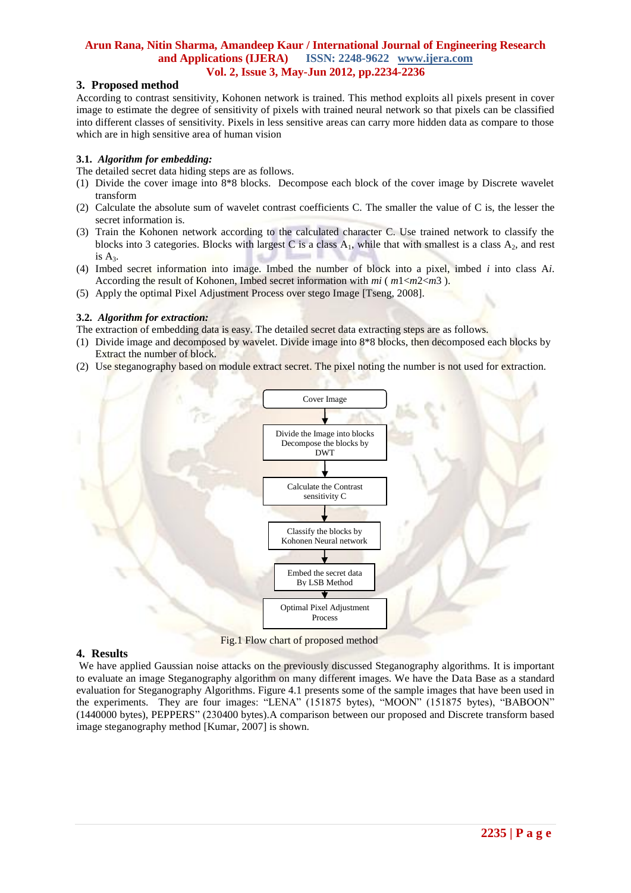## 3. Proposed method

According to contrast sensitivity, Kohonen network is trained. This method exploits all pixels present in cover image to estimate the degree of sensitivity of pixels with trained neural network so that pixels can be classified into different classes of sensitivity. Pixels in less sensitive areas can carry more hidden data as compare to those which are in high sensitive area of human vision

### 3.1. *Algorithm for embedding:*

The detailed secret data hiding steps are as follows.

(1) Divide the cover image into 8*8 blocks. Decompose each block of the cover image by Discrete wavelet transform

(2) Calculate the absolute sum of wavelet contrast coefficients C. The smaller the value of C is, the lesser the secret information is.

(3) Train the Kohonen network according to the calculated character C. Use trained network to classify the blocks into 3 categories. Blocks with largest C is a class $A_1$, while that with smallest is a class $A_2$, and rest is $A_3$.

(4) Imbed secret information into image. Imbed the number of block into a pixel, imbed $i$ into class A$i$. According the result of Kohonen, Imbed secret information with $mi$ ( $m1<m2<m3$ ).

(5) Apply the optimal Pixel Adjustment Process over stego Image [Tseng, 2008].

### 3.2. *Algorithm for extraction:*

The extraction of embedding data is easy. The detailed secret data extracting steps are as follows.

(1) Divide image and decomposed by wavelet. Divide image into 8*8 blocks, then decomposed each blocks by Extract the number of block.

(2) Use steganography based on module extract secret. The pixel noting the number is not used for extraction.

Cover Image → Divide the Image into blocks Decompose the blocks by DWT → Calculate the Contrast sensitivity C → Classify the blocks by Kohonen Neural network → Embed the secret data By LSB Method → Optimal Pixel Adjustment Process

Fig.1 Flow chart of proposed method

## 4. Results

We have applied Gaussian noise attacks on the previously discussed Steganography algorithms. It is important to evaluate an image Steganography algorithm on many different images. We have the Data Base as a standard evaluation for Steganography Algorithms. Figure 4.1 presents some of the sample images that have been used in the experiments. They are four images: "LENA" (151875 bytes), "MOON" (151875 bytes), "BABOON" (1440000 bytes), PEPPERS" (230400 bytes).A comparison between our proposed and Discrete transform based image steganography method [Kumar, 2007] is shown.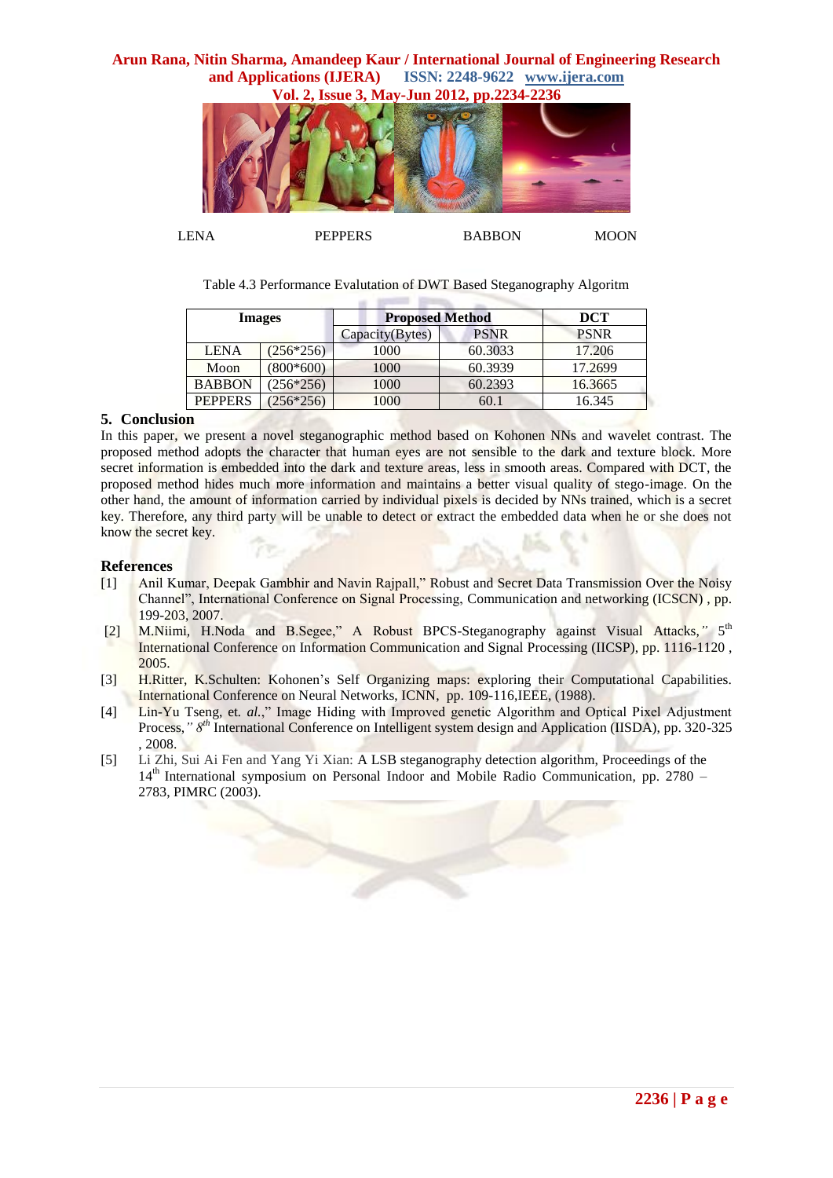LENA PEPPERS BABBON MOON

Table 4.3 Performance Evalutation of DWT Based Steganography Algoritm

| Images | | Proposed Method | | DCT |
|---|---|---|---|---|
| | | Capacity(Bytes) | PSNR | PSNR |
| LENA | (256*256) | 1000 | 60.3033 | 17.206 |
| Moon | (800*600) | 1000 | 60.3939 | 17.2699 |
| BABBON | (256*256) | 1000 | 60.2393 | 16.3665 |
| PEPPERS | (256*256) | 1000 | 60.1 | 16.345 |

## 5. Conclusion

In this paper, we present a novel steganographic method based on Kohonen NNs and wavelet contrast. The proposed method adopts the character that human eyes are not sensible to the dark and texture block. More secret information is embedded into the dark and texture areas, less in smooth areas. Compared with DCT, the proposed method hides much more information and maintains a better visual quality of stego-image. On the other hand, the amount of information carried by individual pixels is decided by NNs trained, which is a secret key. Therefore, any third party will be unable to detect or extract the embedded data when he or she does not know the secret key.

## References

[1] Anil Kumar, Deepak Gambhir and Navin Rajpall," Robust and Secret Data Transmission Over the Noisy Channel", International Conference on Signal Processing, Communication and networking (ICSCN) , pp. 199-203, 2007.

[2] M.Niimi, H.Noda and B.Segee," A Robust BPCS-Steganography against Visual Attacks," 5th International Conference on Information Communication and Signal Processing (IICSP), pp. 1116-1120 , 2005.

[3] H.Ritter, K.Schulten: Kohonen's Self Organizing maps: exploring their Computational Capabilities. International Conference on Neural Networks, ICNN, pp. 109-116,IEEE, (1988).

[4] Lin-Yu Tseng, et. *al.*," Image Hiding with Improved genetic Algorithm and Optical Pixel Adjustment Process," *8th* International Conference on Intelligent system design and Application (IISDA), pp. 320-325 , 2008.

[5] Li Zhi, Sui Ai Fen and Yang Yi Xian: A LSB steganography detection algorithm, Proceedings of the 14th International symposium on Personal Indoor and Mobile Radio Communication, pp. 2780 – 2783, PIMRC (2003).